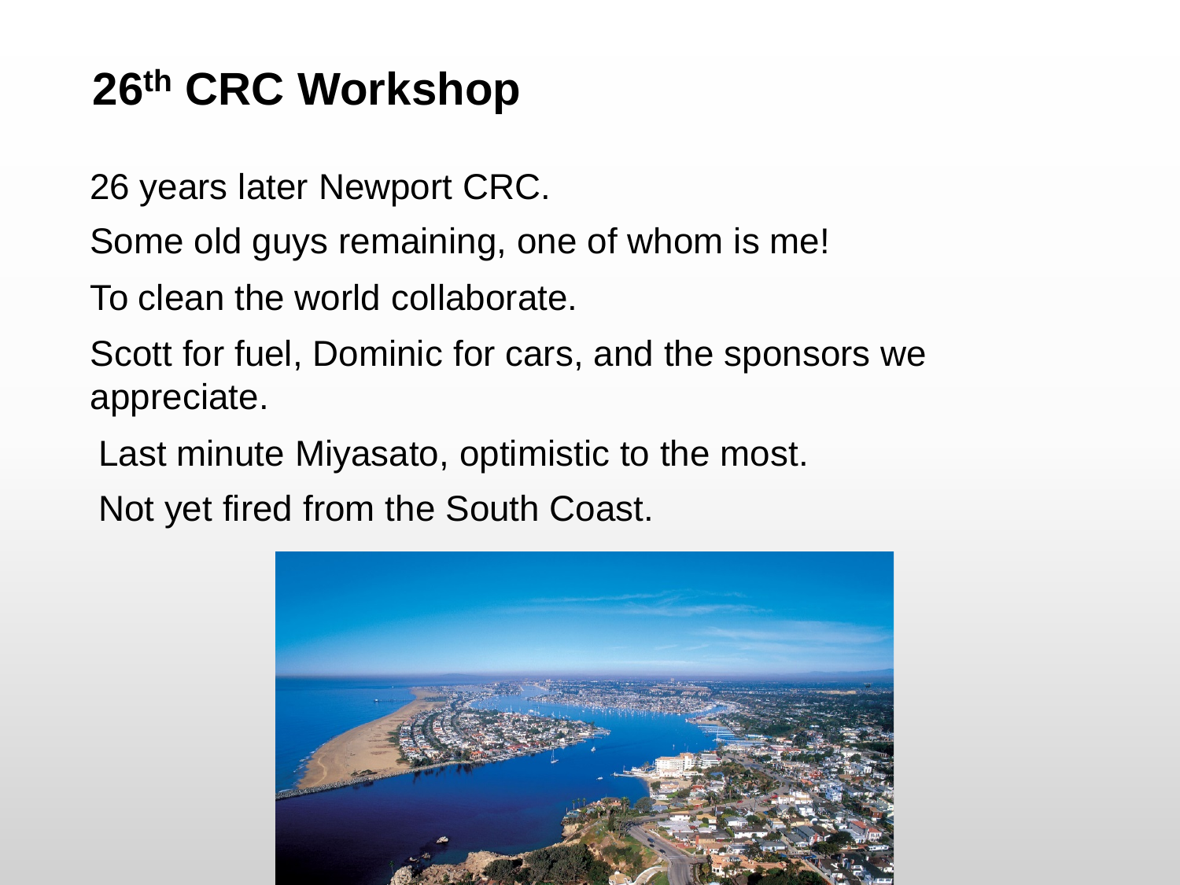# 26th CRC Workshop

26 years later Newport CRC.

Some old guys remaining, one of whom is me!

To clean the world collaborate.

Scott for fuel, Dominic for cars, and the sponsors we appreciate.

Last minute Miyasato, optimistic to the most.

Not yet fired from the South Coast.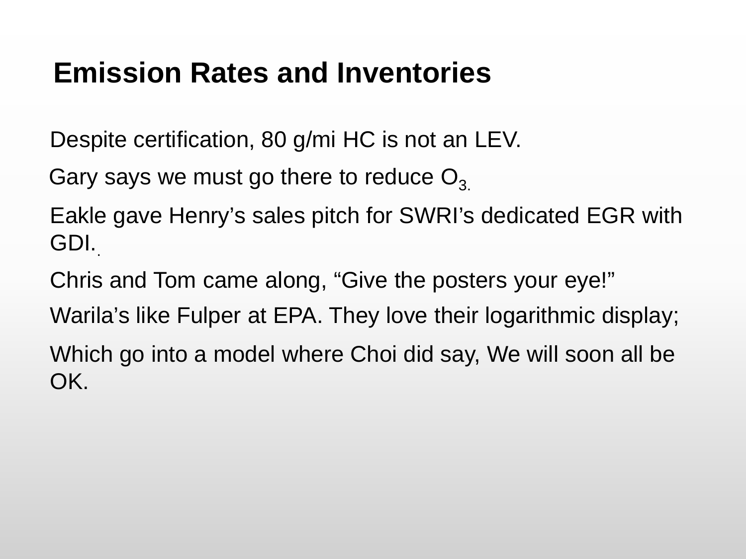# Emission Rates and Inventories

Despite certification, 80 g/mi HC is not an LEV.

Gary says we must go there to reduce $O_3$.

Eakle gave Henry’s sales pitch for SWRI’s dedicated EGR with GDI.

Chris and Tom came along, “Give the posters your eye!”

Warila’s like Fulper at EPA. They love their logarithmic display;

Which go into a model where Choi did say, We will soon all be OK.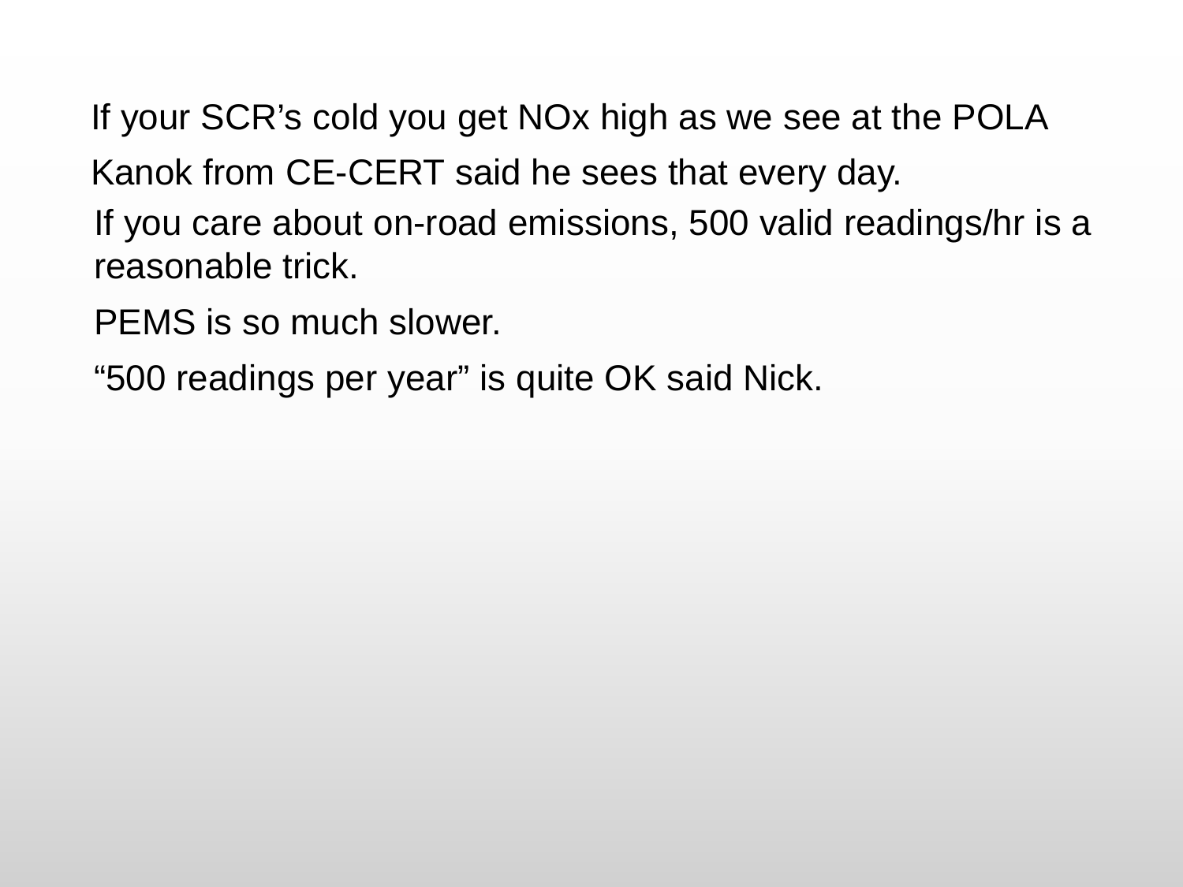If your SCR’s cold you get NOx high as we see at the POLA

Kanok from CE-CERT said he sees that every day.

If you care about on-road emissions, 500 valid readings/hr is a reasonable trick.

PEMS is so much slower.

“500 readings per year” is quite OK said Nick.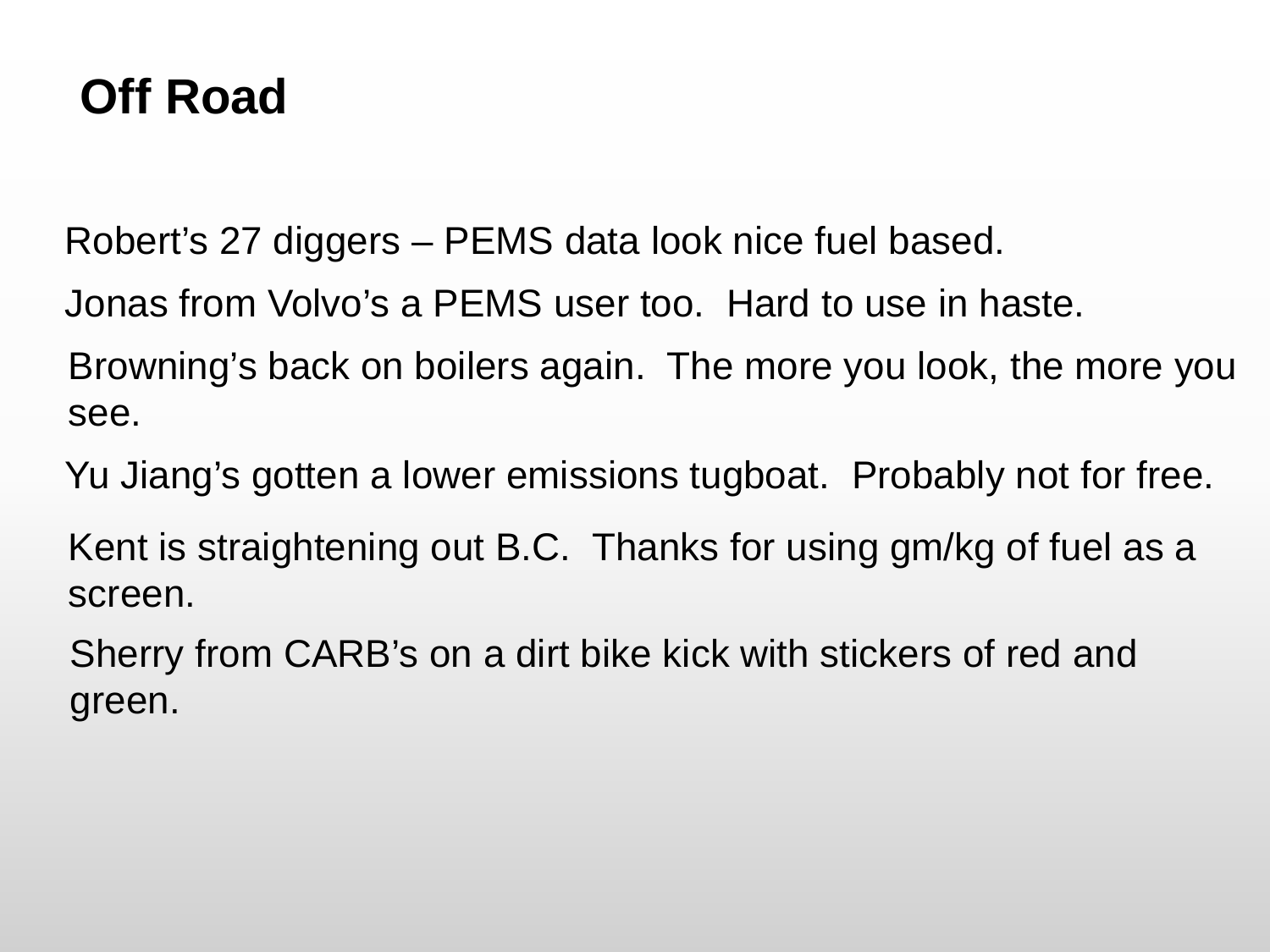# Off Road

Robert’s 27 diggers – PEMS data look nice fuel based.

Jonas from Volvo’s a PEMS user too. Hard to use in haste.

Browning’s back on boilers again. The more you look, the more you see.

Yu Jiang’s gotten a lower emissions tugboat. Probably not for free.

Kent is straightening out B.C. Thanks for using gm/kg of fuel as a screen.

Sherry from CARB’s on a dirt bike kick with stickers of red and green.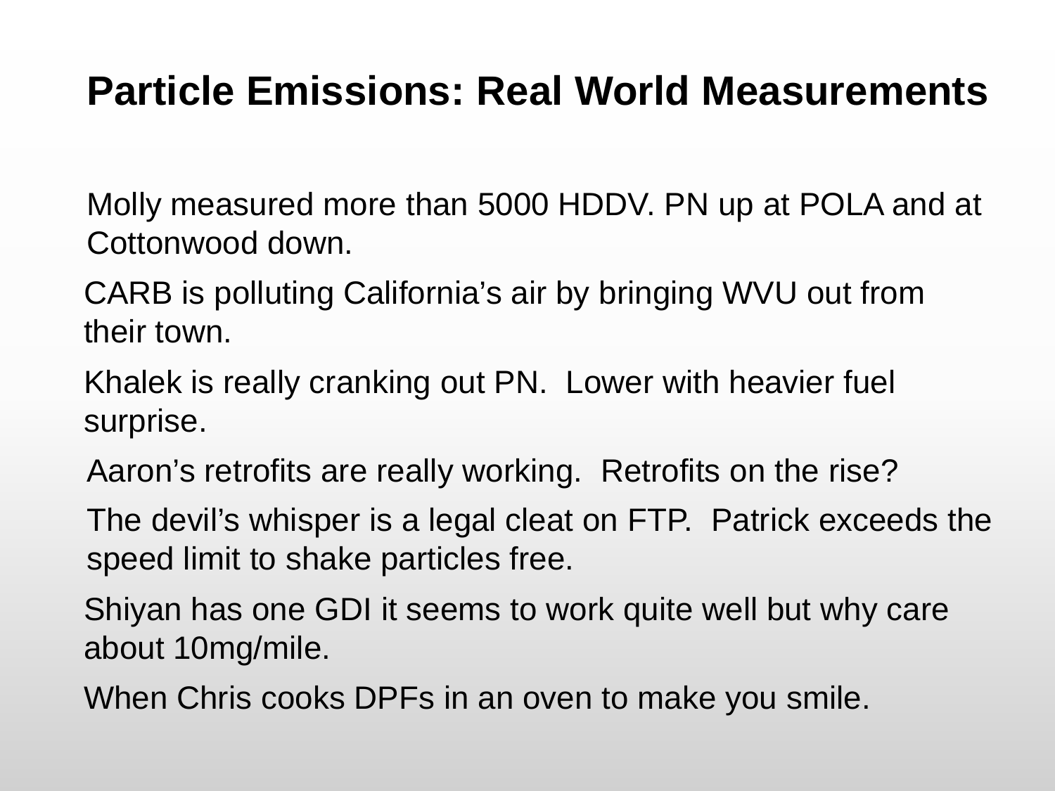# Particle Emissions: Real World Measurements

Molly measured more than 5000 HDDV. PN up at POLA and at Cottonwood down.

CARB is polluting California's air by bringing WVU out from their town.

Khalek is really cranking out PN. Lower with heavier fuel surprise.

Aaron's retrofits are really working. Retrofits on the rise?

The devil's whisper is a legal cleat on FTP. Patrick exceeds the speed limit to shake particles free.

Shiyan has one GDI it seems to work quite well but why care about 10mg/mile.

When Chris cooks DPFs in an oven to make you smile.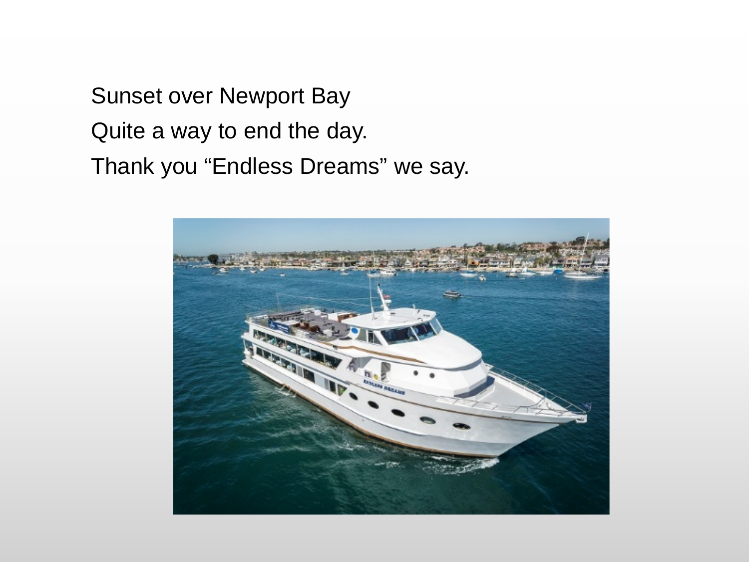Sunset over Newport Bay

Quite a way to end the day.

Thank you “Endless Dreams” we say.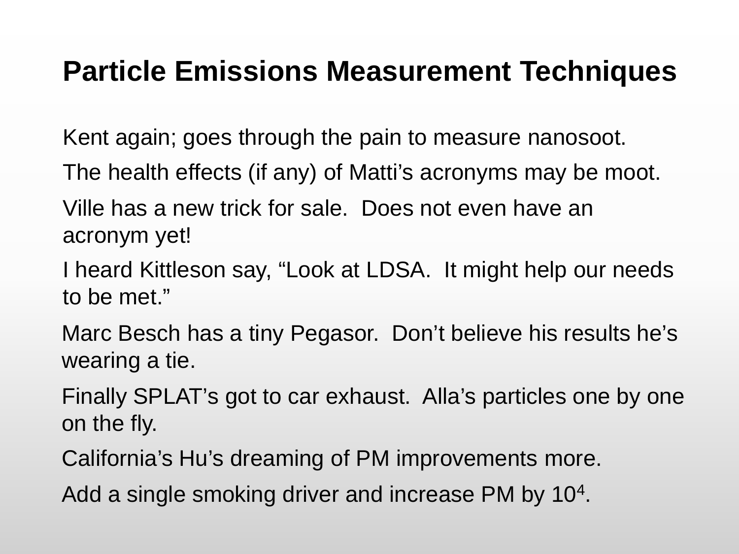# Particle Emissions Measurement Techniques

Kent again; goes through the pain to measure nanosoot.

The health effects (if any) of Matti's acronyms may be moot.

Ville has a new trick for sale. Does not even have an acronym yet!

I heard Kittleson say, "Look at LDSA. It might help our needs to be met."

Marc Besch has a tiny Pegasor. Don't believe his results he's wearing a tie.

Finally SPLAT's got to car exhaust. Alla's particles one by one on the fly.

California's Hu's dreaming of PM improvements more.

Add a single smoking driver and increase PM by $10^4$.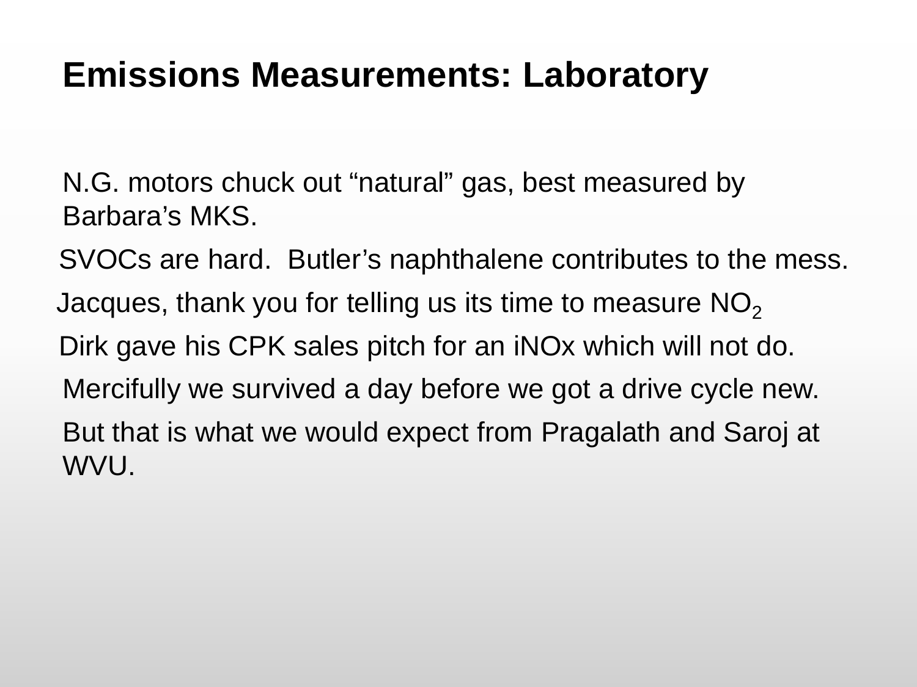# Emissions Measurements: Laboratory

N.G. motors chuck out “natural” gas, best measured by Barbara’s MKS.

SVOCs are hard. Butler’s naphthalene contributes to the mess.

Jacques, thank you for telling us its time to measure $NO_2$

Dirk gave his CPK sales pitch for an iNOx which will not do.

Mercifully we survived a day before we got a drive cycle new.

But that is what we would expect from Pragalath and Saroj at WVU.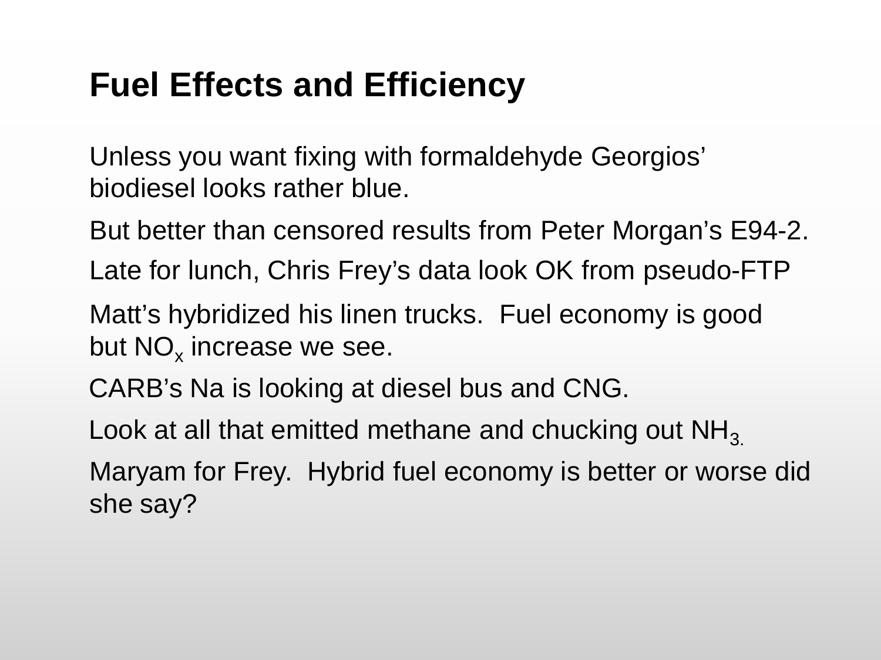# Fuel Effects and Efficiency

Unless you want fixing with formaldehyde Georgios' biodiesel looks rather blue.

But better than censored results from Peter Morgan's E94-2.

Late for lunch, Chris Frey's data look OK from pseudo-FTP

Matt's hybridized his linen trucks. Fuel economy is good but $NO_x$ increase we see.

CARB's Na is looking at diesel bus and CNG.

Look at all that emitted methane and chucking out $NH_3$.

Maryam for Frey. Hybrid fuel economy is better or worse did she say?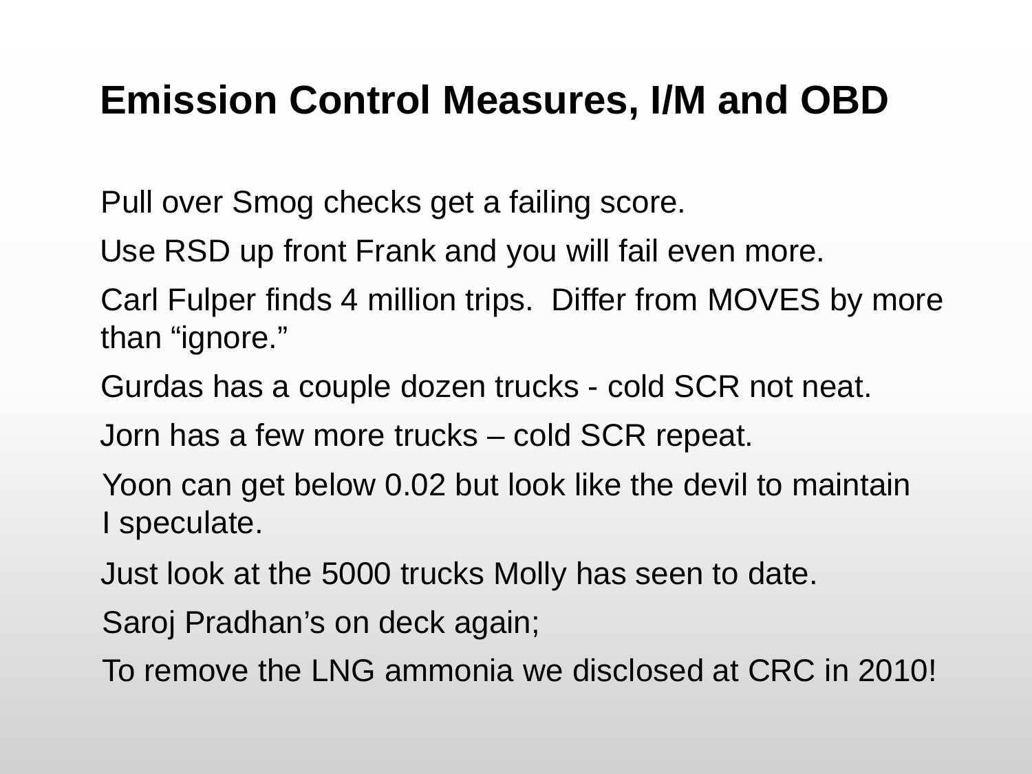# Emission Control Measures, I/M and OBD

Pull over Smog checks get a failing score.

Use RSD up front Frank and you will fail even more.

Carl Fulper finds 4 million trips. Differ from MOVES by more than “ignore.”

Gurdas has a couple dozen trucks - cold SCR not neat.

Jorn has a few more trucks – cold SCR repeat.

Yoon can get below 0.02 but look like the devil to maintain I speculate.

Just look at the 5000 trucks Molly has seen to date.

Saroj Pradhan’s on deck again;

To remove the LNG ammonia we disclosed at CRC in 2010!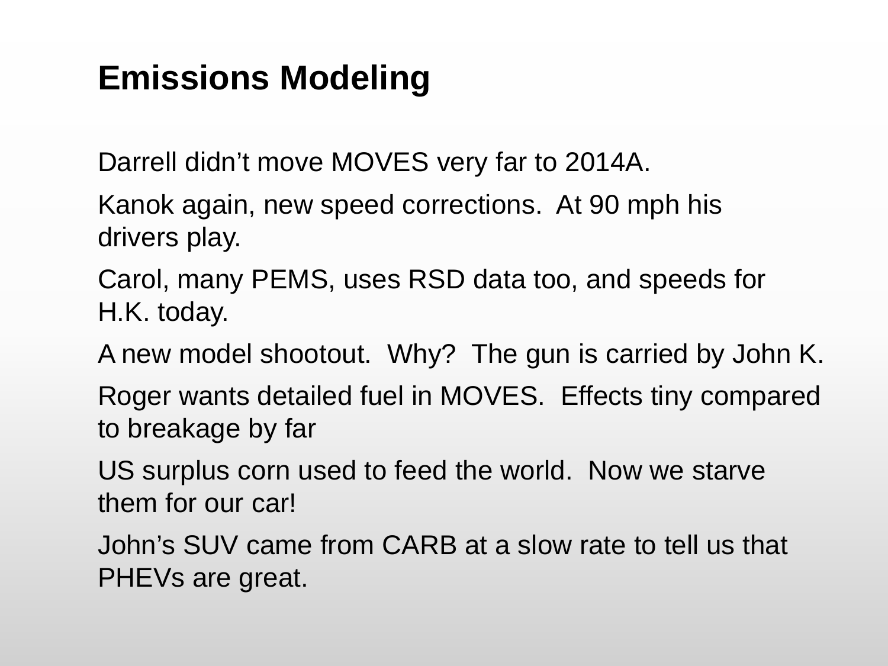# Emissions Modeling

Darrell didn’t move MOVES very far to 2014A.

Kanok again, new speed corrections. At 90 mph his drivers play.

Carol, many PEMS, uses RSD data too, and speeds for H.K. today.

A new model shootout. Why? The gun is carried by John K.

Roger wants detailed fuel in MOVES. Effects tiny compared to breakage by far

US surplus corn used to feed the world. Now we starve them for our car!

John’s SUV came from CARB at a slow rate to tell us that PHEVs are great.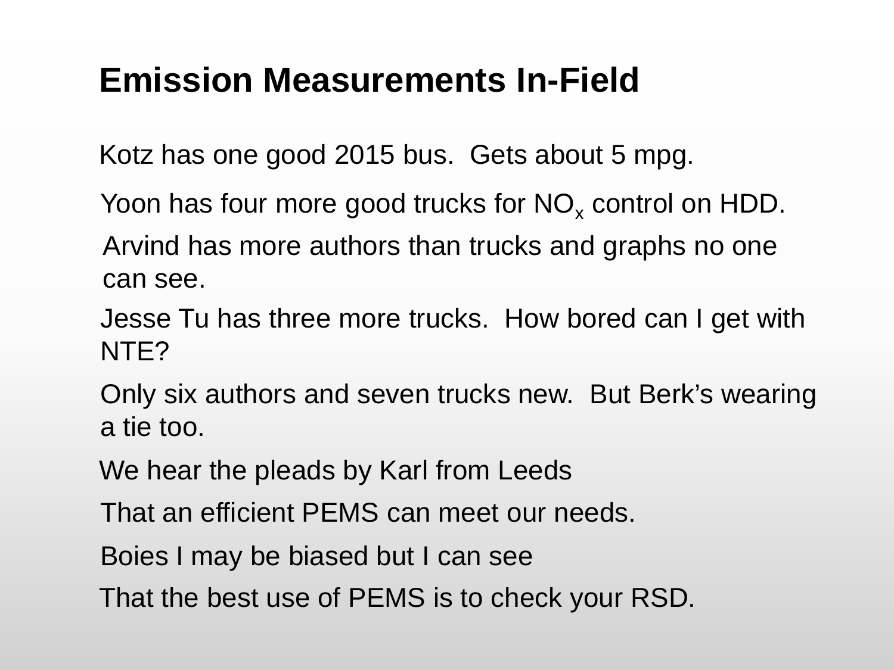# Emission Measurements In-Field

Kotz has one good 2015 bus. Gets about 5 mpg.

Yoon has four more good trucks for $NO_x$ control on HDD.

Arvind has more authors than trucks and graphs no one can see.

Jesse Tu has three more trucks. How bored can I get with NTE?

Only six authors and seven trucks new. But Berk's wearing a tie too.

We hear the pleads by Karl from Leeds

That an efficient PEMS can meet our needs.

Boies I may be biased but I can see

That the best use of PEMS is to check your RSD.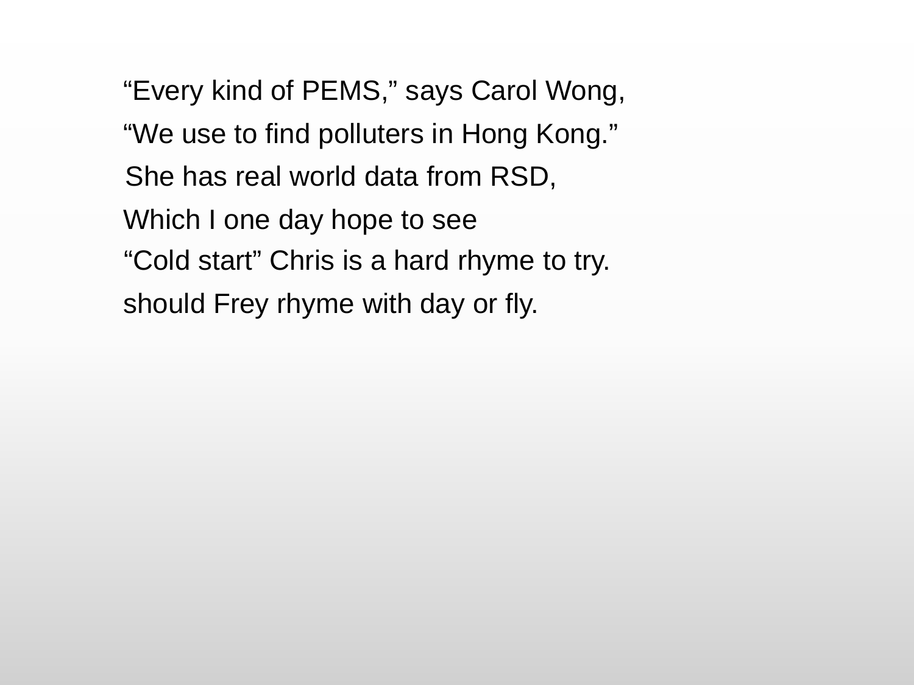“Every kind of PEMS,” says Carol Wong,
“We use to find polluters in Hong Kong.”
She has real world data from RSD,
Which I one day hope to see
“Cold start” Chris is a hard rhyme to try.
should Frey rhyme with day or fly.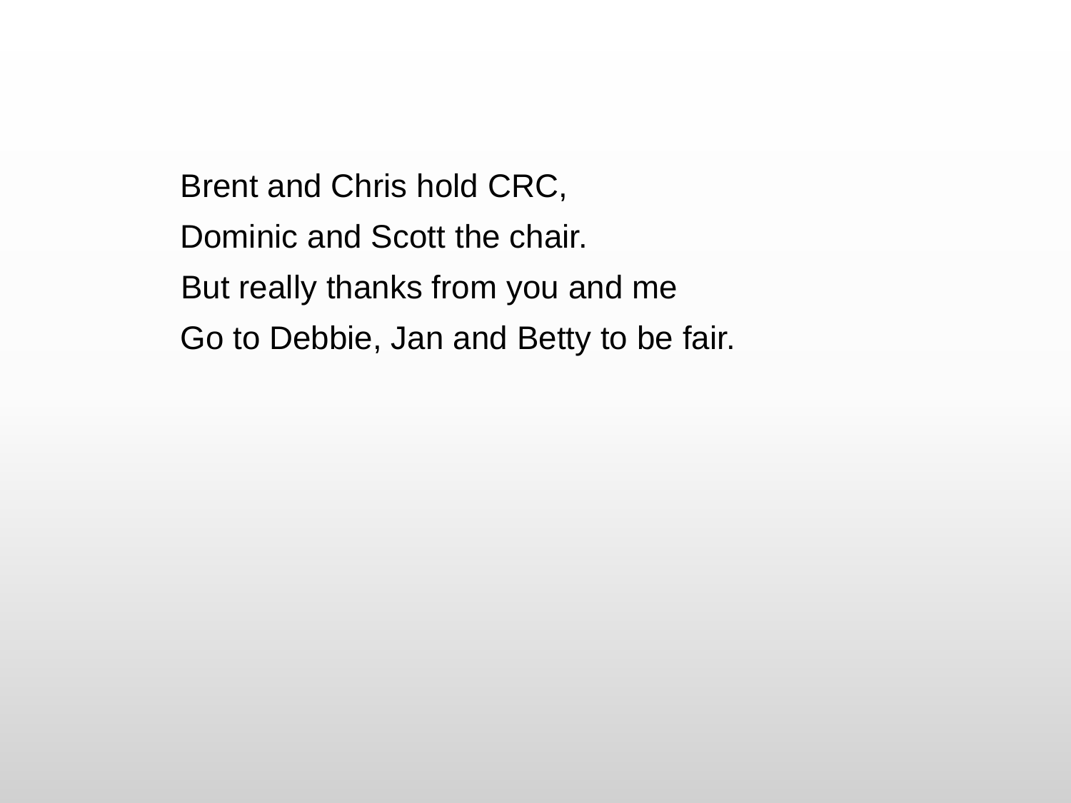Brent and Chris hold CRC,

Dominic and Scott the chair.

But really thanks from you and me

Go to Debbie, Jan and Betty to be fair.